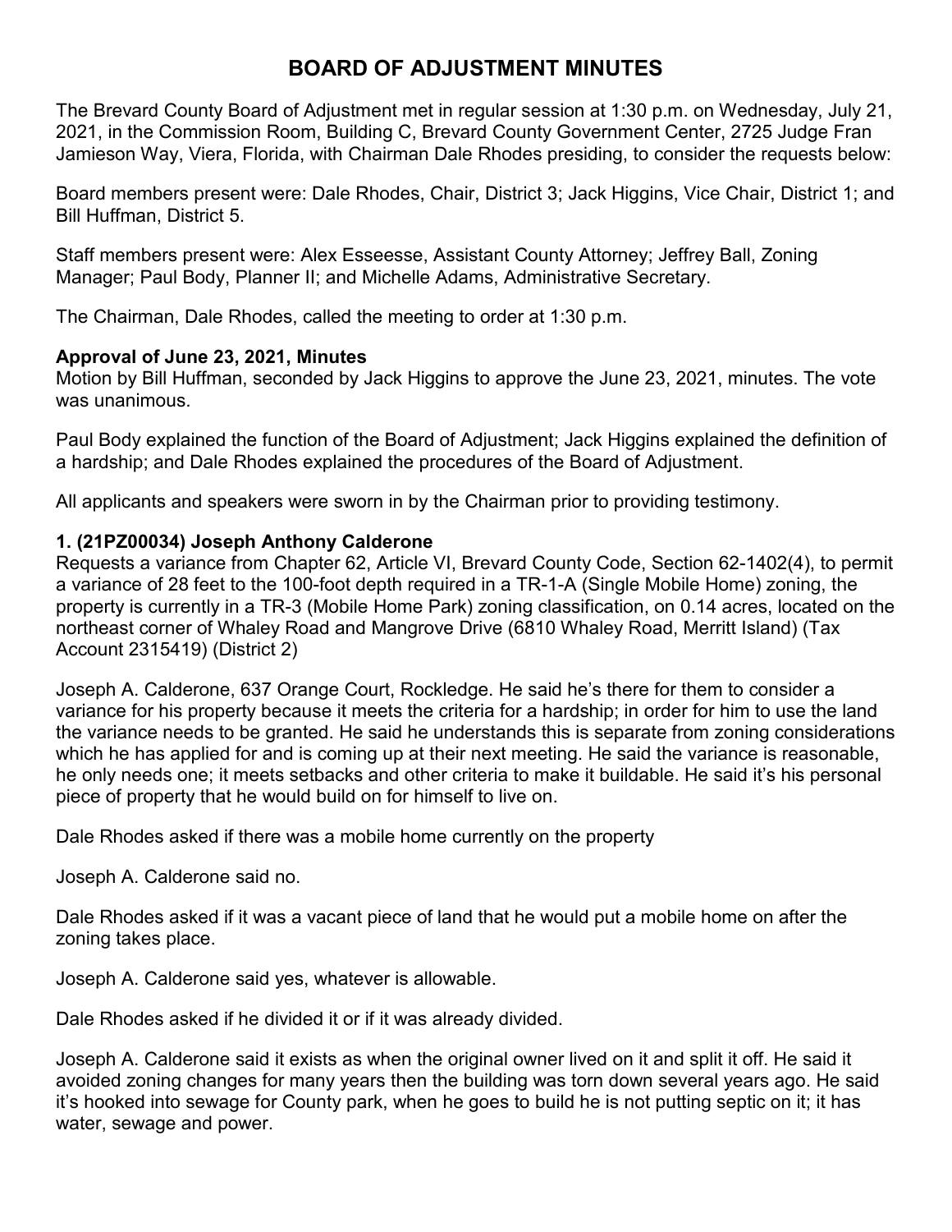# BOARD OF ADJUSTMENT MINUTES

The Brevard County Board of Adjustment met in regular session at 1:30 p.m. on Wednesday, July 21, 2021, in the Commission Room, Building C, Brevard County Government Center, 2725 Judge Fran Jamieson Way, Viera, Florida, with Chairman Dale Rhodes presiding, to consider the requests below:

Board members present were: Dale Rhodes, Chair, District 3; Jack Higgins, Vice Chair, District 1; and Bill Huffman, District 5.

Staff members present were: Alex Esseesse, Assistant County Attorney; Jeffrey Ball, Zoning Manager; Paul Body, Planner II; and Michelle Adams, Administrative Secretary.

The Chairman, Dale Rhodes, called the meeting to order at 1:30 p.m.

**Approval of June 23, 2021, Minutes**

Motion by Bill Huffman, seconded by Jack Higgins to approve the June 23, 2021, minutes. The vote was unanimous.

Paul Body explained the function of the Board of Adjustment; Jack Higgins explained the definition of a hardship; and Dale Rhodes explained the procedures of the Board of Adjustment.

All applicants and speakers were sworn in by the Chairman prior to providing testimony.

**1. (21PZ00034) Joseph Anthony Calderone**

Requests a variance from Chapter 62, Article VI, Brevard County Code, Section 62-1402(4), to permit a variance of 28 feet to the 100-foot depth required in a TR-1-A (Single Mobile Home) zoning, the property is currently in a TR-3 (Mobile Home Park) zoning classification, on 0.14 acres, located on the northeast corner of Whaley Road and Mangrove Drive (6810 Whaley Road, Merritt Island) (Tax Account 2315419) (District 2)

Joseph A. Calderone, 637 Orange Court, Rockledge. He said he's there for them to consider a variance for his property because it meets the criteria for a hardship; in order for him to use the land the variance needs to be granted. He said he understands this is separate from zoning considerations which he has applied for and is coming up at their next meeting. He said the variance is reasonable, he only needs one; it meets setbacks and other criteria to make it buildable. He said it's his personal piece of property that he would build on for himself to live on.

Dale Rhodes asked if there was a mobile home currently on the property

Joseph A. Calderone said no.

Dale Rhodes asked if it was a vacant piece of land that he would put a mobile home on after the zoning takes place.

Joseph A. Calderone said yes, whatever is allowable.

Dale Rhodes asked if he divided it or if it was already divided.

Joseph A. Calderone said it exists as when the original owner lived on it and split it off. He said it avoided zoning changes for many years then the building was torn down several years ago. He said it's hooked into sewage for County park, when he goes to build he is not putting septic on it; it has water, sewage and power.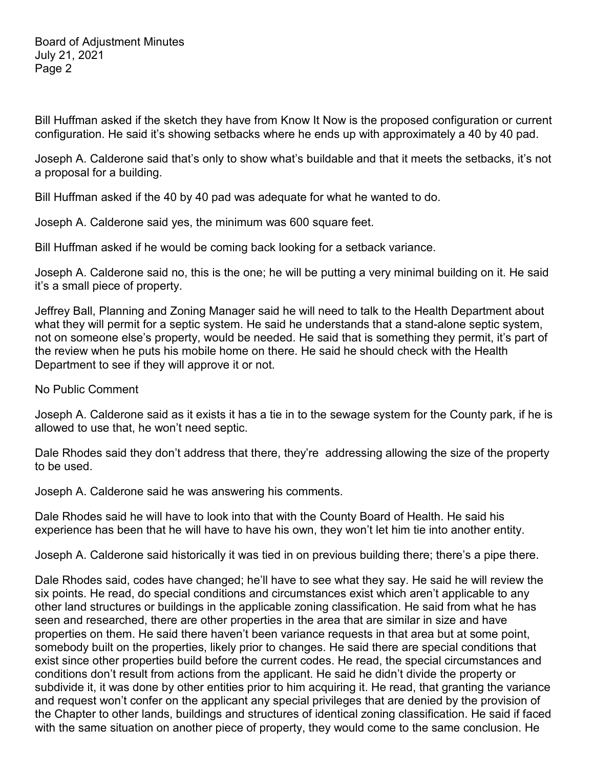Bill Huffman asked if the sketch they have from Know It Now is the proposed configuration or current configuration. He said it's showing setbacks where he ends up with approximately a 40 by 40 pad.

Joseph A. Calderone said that's only to show what's buildable and that it meets the setbacks, it's not a proposal for a building.

Bill Huffman asked if the 40 by 40 pad was adequate for what he wanted to do.

Joseph A. Calderone said yes, the minimum was 600 square feet.

Bill Huffman asked if he would be coming back looking for a setback variance.

Joseph A. Calderone said no, this is the one; he will be putting a very minimal building on it. He said it's a small piece of property.

Jeffrey Ball, Planning and Zoning Manager said he will need to talk to the Health Department about what they will permit for a septic system. He said he understands that a stand-alone septic system, not on someone else's property, would be needed. He said that is something they permit, it's part of the review when he puts his mobile home on there. He said he should check with the Health Department to see if they will approve it or not.

No Public Comment

Joseph A. Calderone said as it exists it has a tie in to the sewage system for the County park, if he is allowed to use that, he won't need septic.

Dale Rhodes said they don't address that there, they're addressing allowing the size of the property to be used.

Joseph A. Calderone said he was answering his comments.

Dale Rhodes said he will have to look into that with the County Board of Health. He said his experience has been that he will have to have his own, they won't let him tie into another entity.

Joseph A. Calderone said historically it was tied in on previous building there; there's a pipe there.

Dale Rhodes said, codes have changed; he'll have to see what they say. He said he will review the six points. He read, do special conditions and circumstances exist which aren't applicable to any other land structures or buildings in the applicable zoning classification. He said from what he has seen and researched, there are other properties in the area that are similar in size and have properties on them. He said there haven't been variance requests in that area but at some point, somebody built on the properties, likely prior to changes. He said there are special conditions that exist since other properties build before the current codes. He read, the special circumstances and conditions don't result from actions from the applicant. He said he didn't divide the property or subdivide it, it was done by other entities prior to him acquiring it. He read, that granting the variance and request won't confer on the applicant any special privileges that are denied by the provision of the Chapter to other lands, buildings and structures of identical zoning classification. He said if faced with the same situation on another piece of property, they would come to the same conclusion. He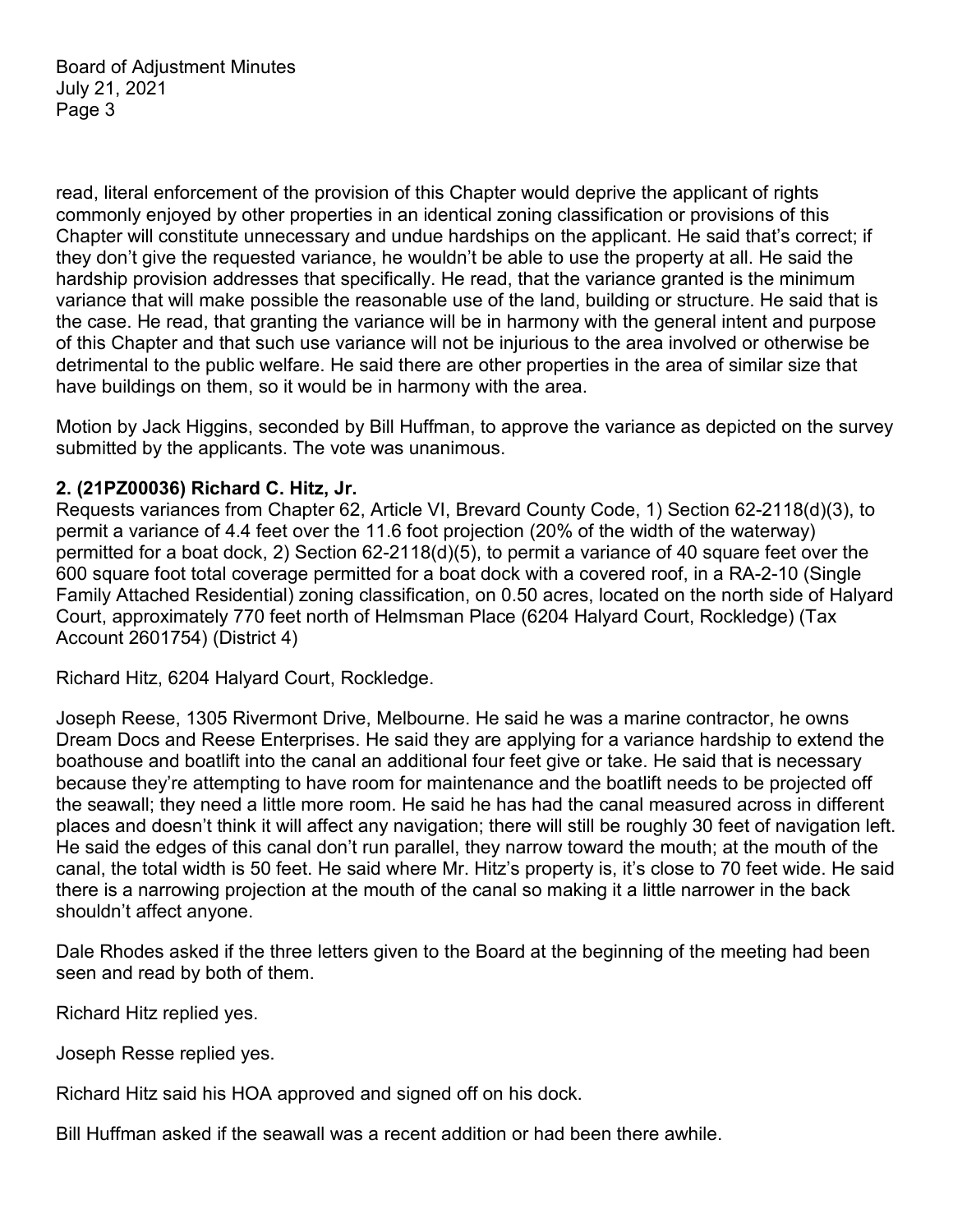read, literal enforcement of the provision of this Chapter would deprive the applicant of rights commonly enjoyed by other properties in an identical zoning classification or provisions of this Chapter will constitute unnecessary and undue hardships on the applicant. He said that's correct; if they don't give the requested variance, he wouldn't be able to use the property at all. He said the hardship provision addresses that specifically. He read, that the variance granted is the minimum variance that will make possible the reasonable use of the land, building or structure. He said that is the case. He read, that granting the variance will be in harmony with the general intent and purpose of this Chapter and that such use variance will not be injurious to the area involved or otherwise be detrimental to the public welfare. He said there are other properties in the area of similar size that have buildings on them, so it would be in harmony with the area.

Motion by Jack Higgins, seconded by Bill Huffman, to approve the variance as depicted on the survey submitted by the applicants. The vote was unanimous.

**2. (21PZ00036) Richard C. Hitz, Jr.**

Requests variances from Chapter 62, Article VI, Brevard County Code, 1) Section 62-2118(d)(3), to permit a variance of 4.4 feet over the 11.6 foot projection (20% of the width of the waterway) permitted for a boat dock, 2) Section 62-2118(d)(5), to permit a variance of 40 square feet over the 600 square foot total coverage permitted for a boat dock with a covered roof, in a RA-2-10 (Single Family Attached Residential) zoning classification, on 0.50 acres, located on the north side of Halyard Court, approximately 770 feet north of Helmsman Place (6204 Halyard Court, Rockledge) (Tax Account 2601754) (District 4)

Richard Hitz, 6204 Halyard Court, Rockledge.

Joseph Reese, 1305 Rivermont Drive, Melbourne. He said he was a marine contractor, he owns Dream Docs and Reese Enterprises. He said they are applying for a variance hardship to extend the boathouse and boatlift into the canal an additional four feet give or take. He said that is necessary because they're attempting to have room for maintenance and the boatlift needs to be projected off the seawall; they need a little more room. He said he has had the canal measured across in different places and doesn't think it will affect any navigation; there will still be roughly 30 feet of navigation left. He said the edges of this canal don't run parallel, they narrow toward the mouth; at the mouth of the canal, the total width is 50 feet. He said where Mr. Hitz's property is, it's close to 70 feet wide. He said there is a narrowing projection at the mouth of the canal so making it a little narrower in the back shouldn't affect anyone.

Dale Rhodes asked if the three letters given to the Board at the beginning of the meeting had been seen and read by both of them.

Richard Hitz replied yes.

Joseph Resse replied yes.

Richard Hitz said his HOA approved and signed off on his dock.

Bill Huffman asked if the seawall was a recent addition or had been there awhile.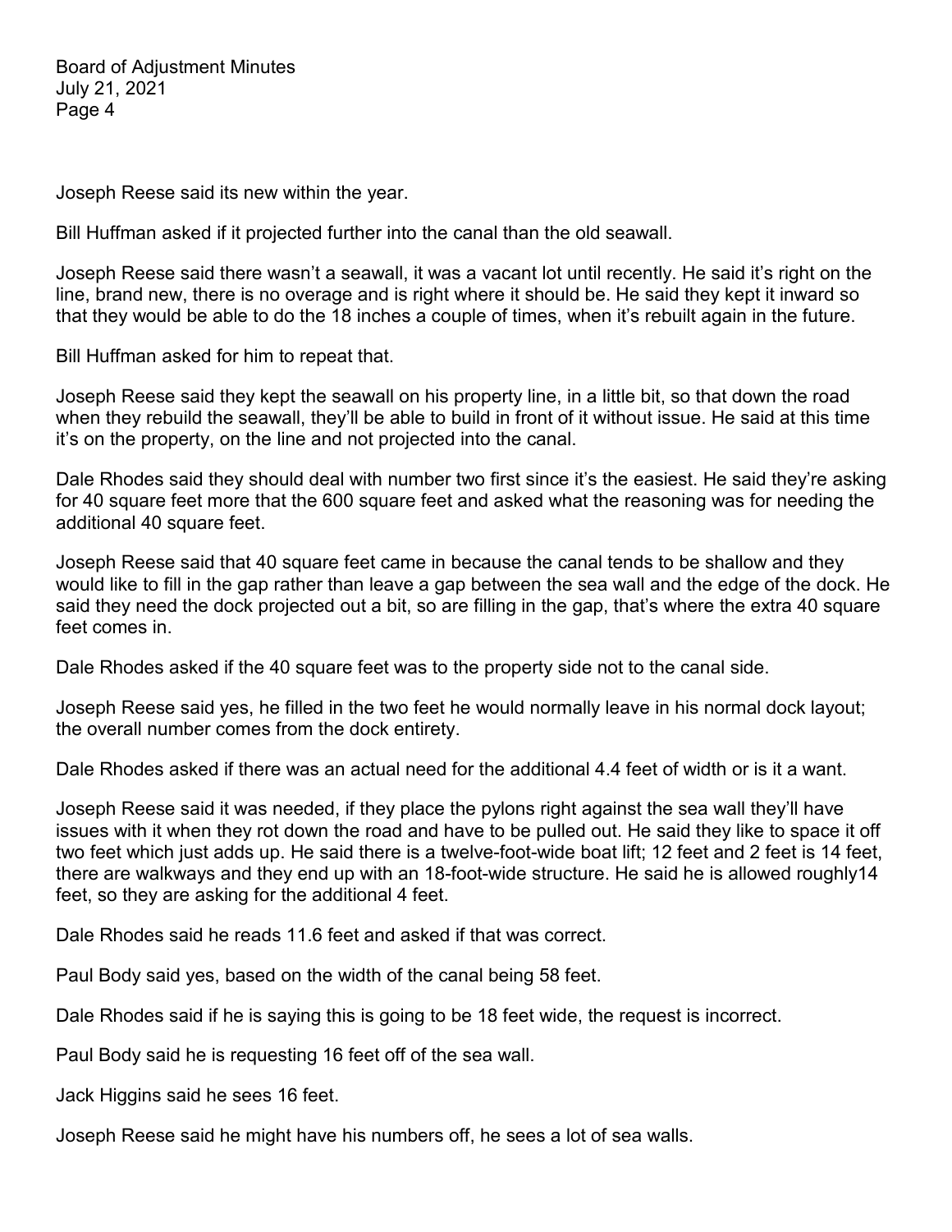Joseph Reese said its new within the year.

Bill Huffman asked if it projected further into the canal than the old seawall.

Joseph Reese said there wasn't a seawall, it was a vacant lot until recently. He said it's right on the line, brand new, there is no overage and is right where it should be. He said they kept it inward so that they would be able to do the 18 inches a couple of times, when it's rebuilt again in the future.

Bill Huffman asked for him to repeat that.

Joseph Reese said they kept the seawall on his property line, in a little bit, so that down the road when they rebuild the seawall, they'll be able to build in front of it without issue. He said at this time it's on the property, on the line and not projected into the canal.

Dale Rhodes said they should deal with number two first since it's the easiest. He said they're asking for 40 square feet more that the 600 square feet and asked what the reasoning was for needing the additional 40 square feet.

Joseph Reese said that 40 square feet came in because the canal tends to be shallow and they would like to fill in the gap rather than leave a gap between the sea wall and the edge of the dock. He said they need the dock projected out a bit, so are filling in the gap, that's where the extra 40 square feet comes in.

Dale Rhodes asked if the 40 square feet was to the property side not to the canal side.

Joseph Reese said yes, he filled in the two feet he would normally leave in his normal dock layout; the overall number comes from the dock entirety.

Dale Rhodes asked if there was an actual need for the additional 4.4 feet of width or is it a want.

Joseph Reese said it was needed, if they place the pylons right against the sea wall they'll have issues with it when they rot down the road and have to be pulled out. He said they like to space it off two feet which just adds up. He said there is a twelve-foot-wide boat lift; 12 feet and 2 feet is 14 feet, there are walkways and they end up with an 18-foot-wide structure. He said he is allowed roughly14 feet, so they are asking for the additional 4 feet.

Dale Rhodes said he reads 11.6 feet and asked if that was correct.

Paul Body said yes, based on the width of the canal being 58 feet.

Dale Rhodes said if he is saying this is going to be 18 feet wide, the request is incorrect.

Paul Body said he is requesting 16 feet off of the sea wall.

Jack Higgins said he sees 16 feet.

Joseph Reese said he might have his numbers off, he sees a lot of sea walls.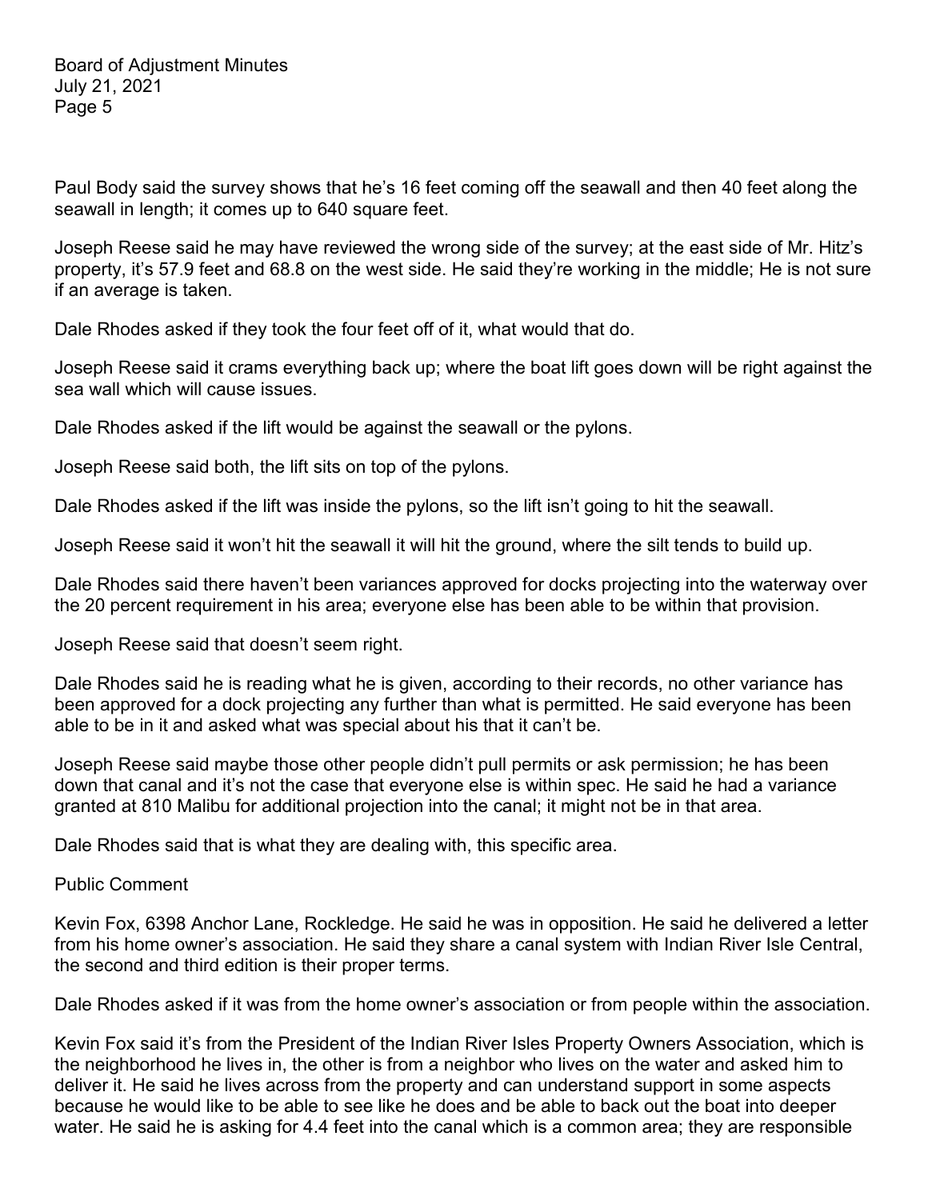Paul Body said the survey shows that he's 16 feet coming off the seawall and then 40 feet along the seawall in length; it comes up to 640 square feet.

Joseph Reese said he may have reviewed the wrong side of the survey; at the east side of Mr. Hitz's property, it's 57.9 feet and 68.8 on the west side. He said they're working in the middle; He is not sure if an average is taken.

Dale Rhodes asked if they took the four feet off of it, what would that do.

Joseph Reese said it crams everything back up; where the boat lift goes down will be right against the sea wall which will cause issues.

Dale Rhodes asked if the lift would be against the seawall or the pylons.

Joseph Reese said both, the lift sits on top of the pylons.

Dale Rhodes asked if the lift was inside the pylons, so the lift isn't going to hit the seawall.

Joseph Reese said it won't hit the seawall it will hit the ground, where the silt tends to build up.

Dale Rhodes said there haven't been variances approved for docks projecting into the waterway over the 20 percent requirement in his area; everyone else has been able to be within that provision.

Joseph Reese said that doesn't seem right.

Dale Rhodes said he is reading what he is given, according to their records, no other variance has been approved for a dock projecting any further than what is permitted. He said everyone has been able to be in it and asked what was special about his that it can't be.

Joseph Reese said maybe those other people didn't pull permits or ask permission; he has been down that canal and it's not the case that everyone else is within spec. He said he had a variance granted at 810 Malibu for additional projection into the canal; it might not be in that area.

Dale Rhodes said that is what they are dealing with, this specific area.

Public Comment

Kevin Fox, 6398 Anchor Lane, Rockledge. He said he was in opposition. He said he delivered a letter from his home owner's association. He said they share a canal system with Indian River Isle Central, the second and third edition is their proper terms.

Dale Rhodes asked if it was from the home owner's association or from people within the association.

Kevin Fox said it's from the President of the Indian River Isles Property Owners Association, which is the neighborhood he lives in, the other is from a neighbor who lives on the water and asked him to deliver it. He said he lives across from the property and can understand support in some aspects because he would like to be able to see like he does and be able to back out the boat into deeper water. He said he is asking for 4.4 feet into the canal which is a common area; they are responsible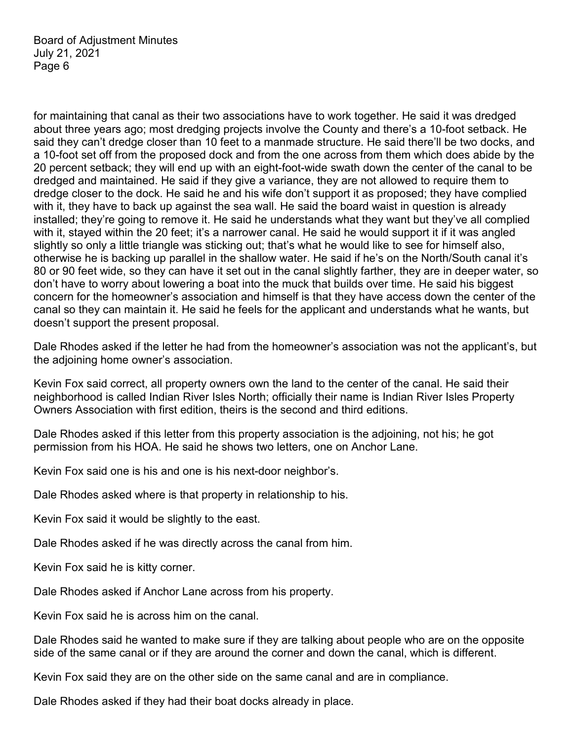for maintaining that canal as their two associations have to work together. He said it was dredged about three years ago; most dredging projects involve the County and there's a 10-foot setback. He said they can't dredge closer than 10 feet to a manmade structure. He said there'll be two docks, and a 10-foot set off from the proposed dock and from the one across from them which does abide by the 20 percent setback; they will end up with an eight-foot-wide swath down the center of the canal to be dredged and maintained. He said if they give a variance, they are not allowed to require them to dredge closer to the dock. He said he and his wife don't support it as proposed; they have complied with it, they have to back up against the sea wall. He said the board waist in question is already installed; they're going to remove it. He said he understands what they want but they've all complied with it, stayed within the 20 feet; it's a narrower canal. He said he would support it if it was angled slightly so only a little triangle was sticking out; that's what he would like to see for himself also, otherwise he is backing up parallel in the shallow water. He said if he's on the North/South canal it's 80 or 90 feet wide, so they can have it set out in the canal slightly farther, they are in deeper water, so don't have to worry about lowering a boat into the muck that builds over time. He said his biggest concern for the homeowner's association and himself is that they have access down the center of the canal so they can maintain it. He said he feels for the applicant and understands what he wants, but doesn't support the present proposal.

Dale Rhodes asked if the letter he had from the homeowner's association was not the applicant's, but the adjoining home owner's association.

Kevin Fox said correct, all property owners own the land to the center of the canal. He said their neighborhood is called Indian River Isles North; officially their name is Indian River Isles Property Owners Association with first edition, theirs is the second and third editions.

Dale Rhodes asked if this letter from this property association is the adjoining, not his; he got permission from his HOA. He said he shows two letters, one on Anchor Lane.

Kevin Fox said one is his and one is his next-door neighbor's.

Dale Rhodes asked where is that property in relationship to his.

Kevin Fox said it would be slightly to the east.

Dale Rhodes asked if he was directly across the canal from him.

Kevin Fox said he is kitty corner.

Dale Rhodes asked if Anchor Lane across from his property.

Kevin Fox said he is across him on the canal.

Dale Rhodes said he wanted to make sure if they are talking about people who are on the opposite side of the same canal or if they are around the corner and down the canal, which is different.

Kevin Fox said they are on the other side on the same canal and are in compliance.

Dale Rhodes asked if they had their boat docks already in place.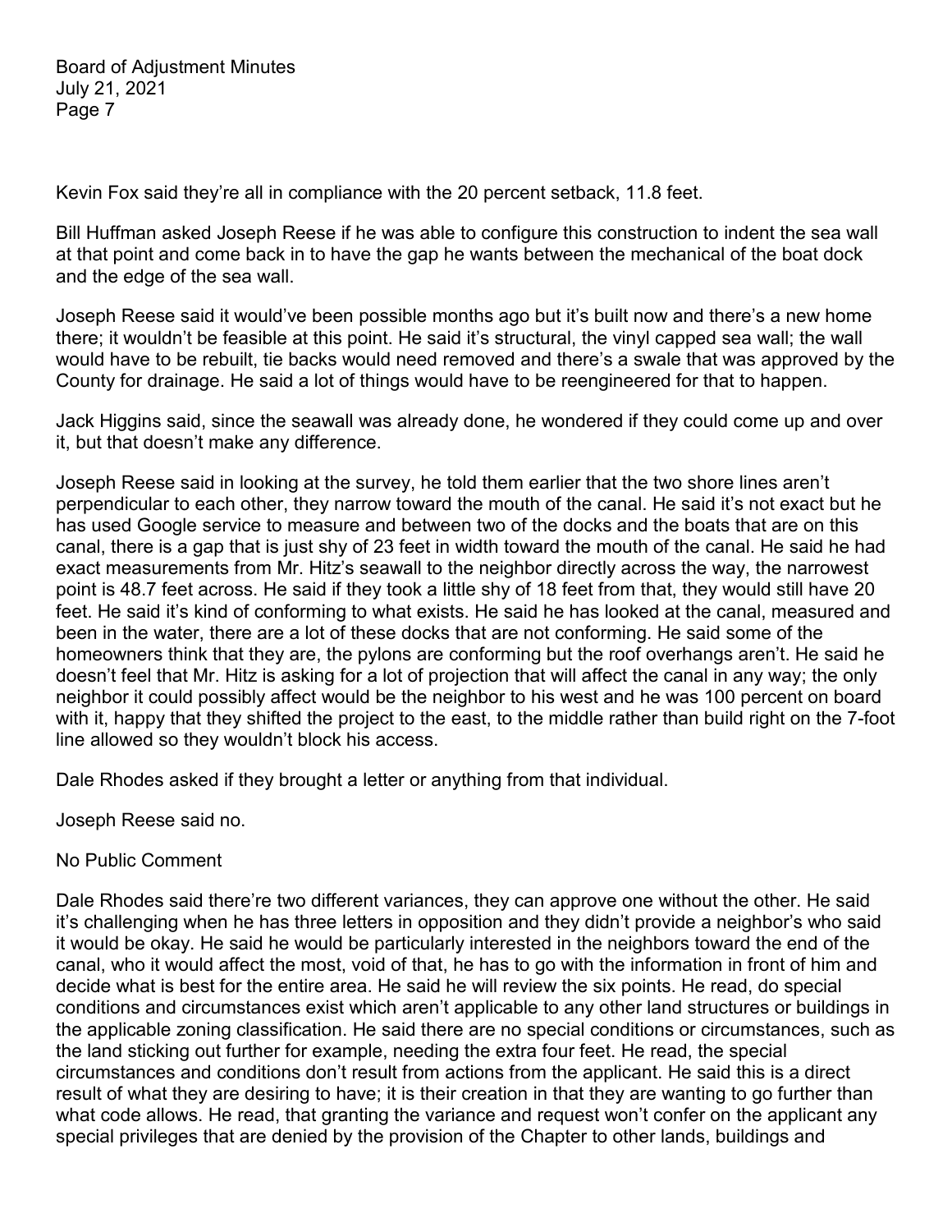Kevin Fox said they're all in compliance with the 20 percent setback, 11.8 feet.

Bill Huffman asked Joseph Reese if he was able to configure this construction to indent the sea wall at that point and come back in to have the gap he wants between the mechanical of the boat dock and the edge of the sea wall.

Joseph Reese said it would've been possible months ago but it's built now and there's a new home there; it wouldn't be feasible at this point. He said it's structural, the vinyl capped sea wall; the wall would have to be rebuilt, tie backs would need removed and there's a swale that was approved by the County for drainage. He said a lot of things would have to be reengineered for that to happen.

Jack Higgins said, since the seawall was already done, he wondered if they could come up and over it, but that doesn't make any difference.

Joseph Reese said in looking at the survey, he told them earlier that the two shore lines aren't perpendicular to each other, they narrow toward the mouth of the canal. He said it's not exact but he has used Google service to measure and between two of the docks and the boats that are on this canal, there is a gap that is just shy of 23 feet in width toward the mouth of the canal. He said he had exact measurements from Mr. Hitz's seawall to the neighbor directly across the way, the narrowest point is 48.7 feet across. He said if they took a little shy of 18 feet from that, they would still have 20 feet. He said it's kind of conforming to what exists. He said he has looked at the canal, measured and been in the water, there are a lot of these docks that are not conforming. He said some of the homeowners think that they are, the pylons are conforming but the roof overhangs aren't. He said he doesn't feel that Mr. Hitz is asking for a lot of projection that will affect the canal in any way; the only neighbor it could possibly affect would be the neighbor to his west and he was 100 percent on board with it, happy that they shifted the project to the east, to the middle rather than build right on the 7-foot line allowed so they wouldn't block his access.

Dale Rhodes asked if they brought a letter or anything from that individual.

Joseph Reese said no.

No Public Comment

Dale Rhodes said there're two different variances, they can approve one without the other. He said it's challenging when he has three letters in opposition and they didn't provide a neighbor's who said it would be okay. He said he would be particularly interested in the neighbors toward the end of the canal, who it would affect the most, void of that, he has to go with the information in front of him and decide what is best for the entire area. He said he will review the six points. He read, do special conditions and circumstances exist which aren't applicable to any other land structures or buildings in the applicable zoning classification. He said there are no special conditions or circumstances, such as the land sticking out further for example, needing the extra four feet. He read, the special circumstances and conditions don't result from actions from the applicant. He said this is a direct result of what they are desiring to have; it is their creation in that they are wanting to go further than what code allows. He read, that granting the variance and request won't confer on the applicant any special privileges that are denied by the provision of the Chapter to other lands, buildings and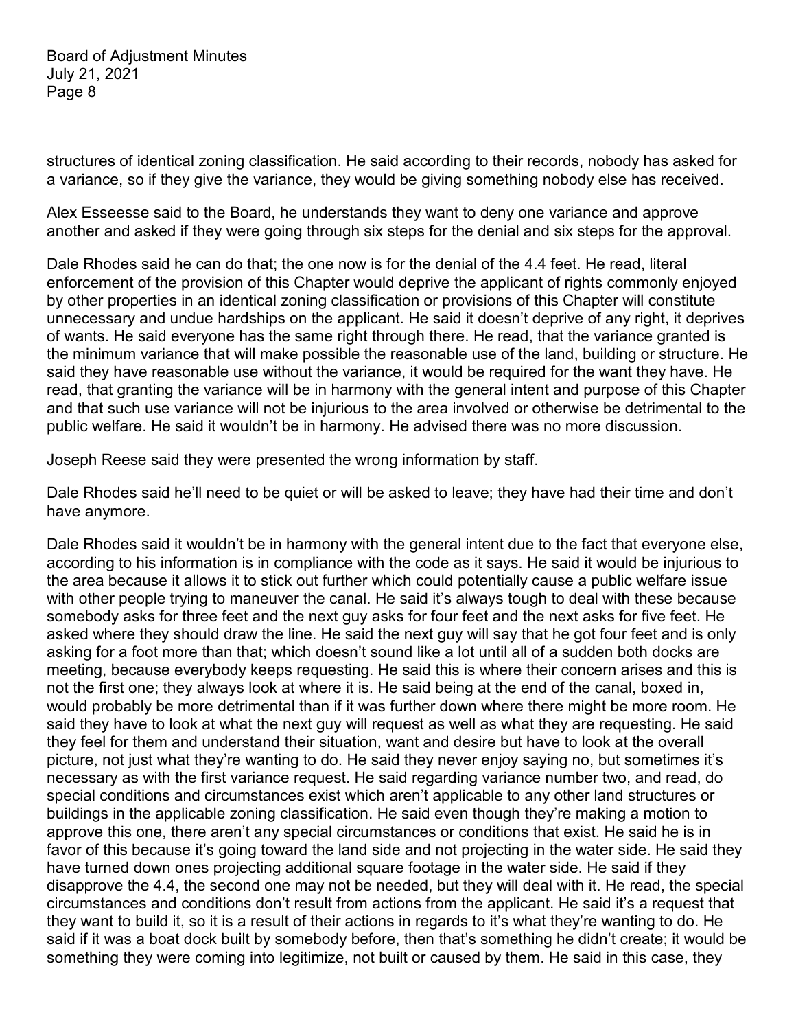structures of identical zoning classification. He said according to their records, nobody has asked for a variance, so if they give the variance, they would be giving something nobody else has received.

Alex Esseesse said to the Board, he understands they want to deny one variance and approve another and asked if they were going through six steps for the denial and six steps for the approval.

Dale Rhodes said he can do that; the one now is for the denial of the 4.4 feet. He read, literal enforcement of the provision of this Chapter would deprive the applicant of rights commonly enjoyed by other properties in an identical zoning classification or provisions of this Chapter will constitute unnecessary and undue hardships on the applicant. He said it doesn't deprive of any right, it deprives of wants. He said everyone has the same right through there. He read, that the variance granted is the minimum variance that will make possible the reasonable use of the land, building or structure. He said they have reasonable use without the variance, it would be required for the want they have. He read, that granting the variance will be in harmony with the general intent and purpose of this Chapter and that such use variance will not be injurious to the area involved or otherwise be detrimental to the public welfare. He said it wouldn't be in harmony. He advised there was no more discussion.

Joseph Reese said they were presented the wrong information by staff.

Dale Rhodes said he'll need to be quiet or will be asked to leave; they have had their time and don't have anymore.

Dale Rhodes said it wouldn't be in harmony with the general intent due to the fact that everyone else, according to his information is in compliance with the code as it says. He said it would be injurious to the area because it allows it to stick out further which could potentially cause a public welfare issue with other people trying to maneuver the canal. He said it's always tough to deal with these because somebody asks for three feet and the next guy asks for four feet and the next asks for five feet. He asked where they should draw the line. He said the next guy will say that he got four feet and is only asking for a foot more than that; which doesn't sound like a lot until all of a sudden both docks are meeting, because everybody keeps requesting. He said this is where their concern arises and this is not the first one; they always look at where it is. He said being at the end of the canal, boxed in, would probably be more detrimental than if it was further down where there might be more room. He said they have to look at what the next guy will request as well as what they are requesting. He said they feel for them and understand their situation, want and desire but have to look at the overall picture, not just what they're wanting to do. He said they never enjoy saying no, but sometimes it's necessary as with the first variance request. He said regarding variance number two, and read, do special conditions and circumstances exist which aren't applicable to any other land structures or buildings in the applicable zoning classification. He said even though they're making a motion to approve this one, there aren't any special circumstances or conditions that exist. He said he is in favor of this because it's going toward the land side and not projecting in the water side. He said they have turned down ones projecting additional square footage in the water side. He said if they disapprove the 4.4, the second one may not be needed, but they will deal with it. He read, the special circumstances and conditions don't result from actions from the applicant. He said it's a request that they want to build it, so it is a result of their actions in regards to it's what they're wanting to do. He said if it was a boat dock built by somebody before, then that's something he didn't create; it would be something they were coming into legitimize, not built or caused by them. He said in this case, they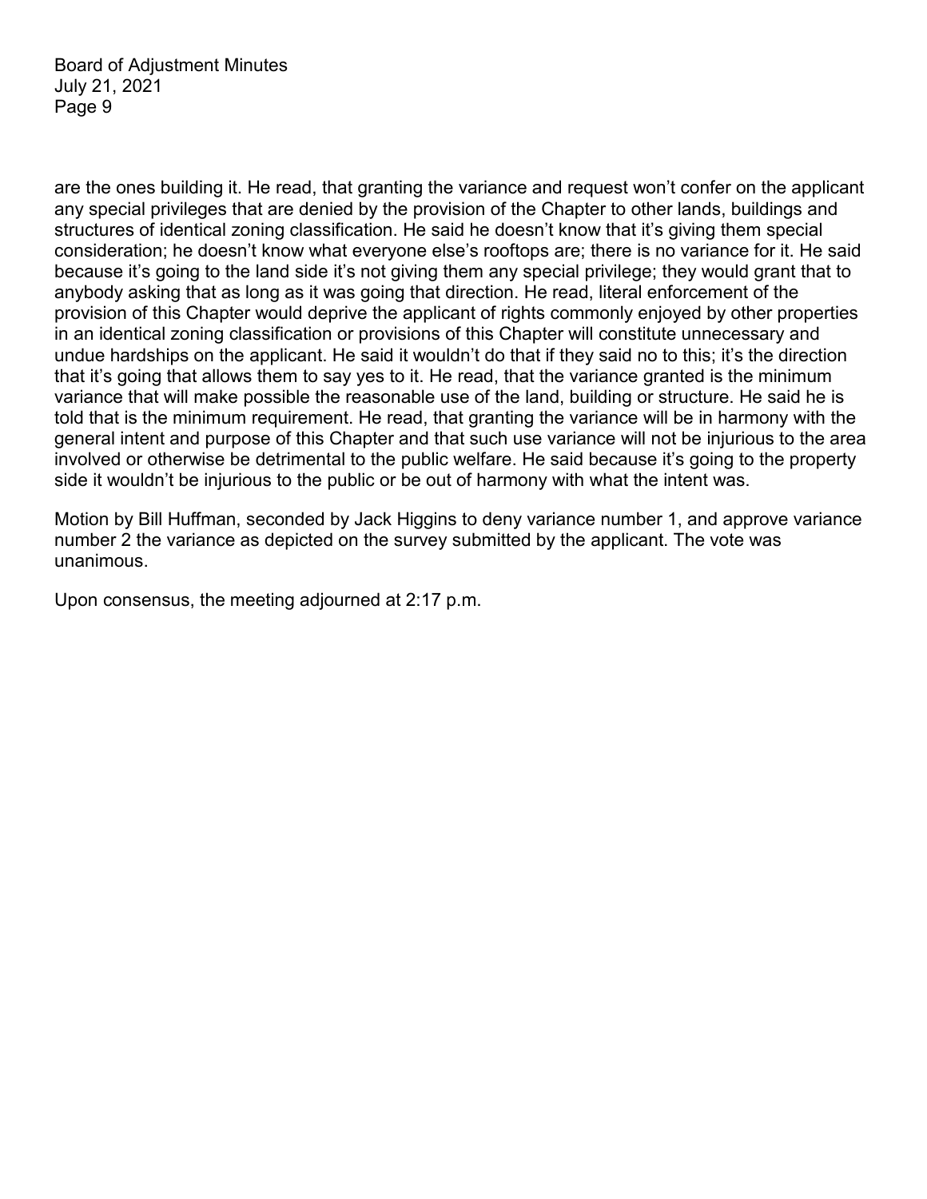are the ones building it. He read, that granting the variance and request won't confer on the applicant any special privileges that are denied by the provision of the Chapter to other lands, buildings and structures of identical zoning classification. He said he doesn't know that it's giving them special consideration; he doesn't know what everyone else's rooftops are; there is no variance for it. He said because it's going to the land side it's not giving them any special privilege; they would grant that to anybody asking that as long as it was going that direction. He read, literal enforcement of the provision of this Chapter would deprive the applicant of rights commonly enjoyed by other properties in an identical zoning classification or provisions of this Chapter will constitute unnecessary and undue hardships on the applicant. He said it wouldn't do that if they said no to this; it's the direction that it's going that allows them to say yes to it. He read, that the variance granted is the minimum variance that will make possible the reasonable use of the land, building or structure. He said he is told that is the minimum requirement. He read, that granting the variance will be in harmony with the general intent and purpose of this Chapter and that such use variance will not be injurious to the area involved or otherwise be detrimental to the public welfare. He said because it's going to the property side it wouldn't be injurious to the public or be out of harmony with what the intent was.

Motion by Bill Huffman, seconded by Jack Higgins to deny variance number 1, and approve variance number 2 the variance as depicted on the survey submitted by the applicant. The vote was unanimous.

Upon consensus, the meeting adjourned at 2:17 p.m.